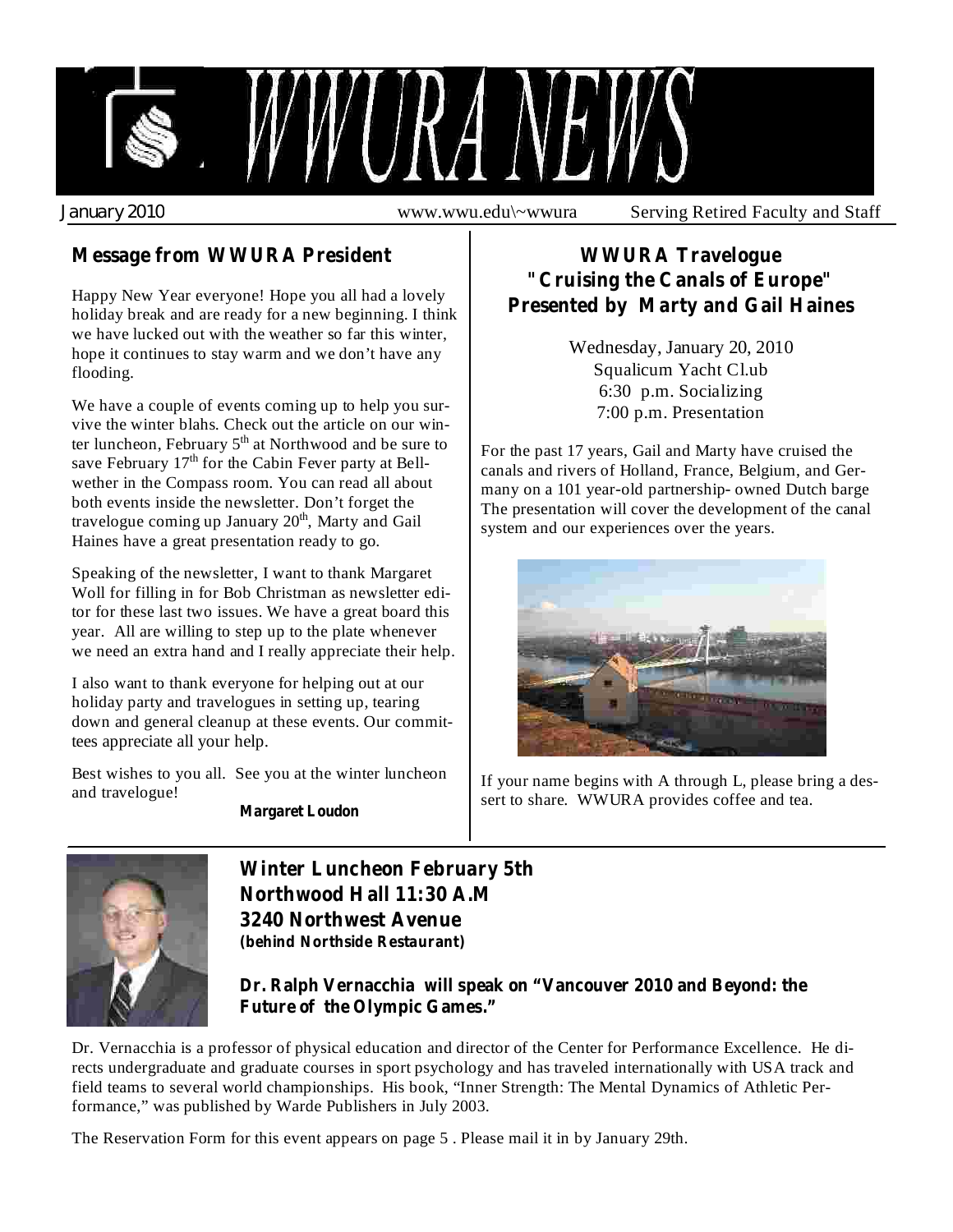# WWURA NEWS

January 2010 www.wwu.edu\~wwura Serving Retired Faculty and Staff

## Message from WWURA President

Happy New Year everyone! Hope you all had a lovely holiday break and are ready for a new beginning. I think we have lucked out with the weather so far this winter, hope it continues to stay warm and we don't have any flooding.

We have a couple of events coming up to help you survive the winter blahs. Check out the article on our winter luncheon, February 5th at Northwood and be sure to save February 17th for the Cabin Fever party at Bellwether in the Compass room. You can read all about both events inside the newsletter. Don't forget the travelogue coming up January 20th, Marty and Gail Haines have a great presentation ready to go.

Speaking of the newsletter, I want to thank Margaret Woll for filling in for Bob Christman as newsletter editor for these last two issues. We have a great board this year. All are willing to step up to the plate whenever we need an extra hand and I really appreciate their help.

I also want to thank everyone for helping out at our holiday party and travelogues in setting up, tearing down and general cleanup at these events. Our committees appreciate all your help.

Best wishes to you all. See you at the winter luncheon and travelogue!

**Margaret Loudon**

## WWURA Travelogue "Cruising the Canals of Europe" Presented by Marty and Gail Haines

Wednesday, January 20, 2010
Squalicum Yacht Cl.ub
6:30 p.m. Socializing
7:00 p.m. Presentation

For the past 17 years, Gail and Marty have cruised the canals and rivers of Holland, France, Belgium, and Germany on a 101 year-old partnership- owned Dutch barge The presentation will cover the development of the canal system and our experiences over the years.

If your name begins with A through L, please bring a dessert to share. WWURA provides coffee and tea.

## Winter Luncheon February 5th Northwood Hall 11:30 A.M 3240 Northwest Avenue

***(behind Northside Restaurant)***

**Dr. Ralph Vernacchia will speak on "Vancouver 2010 and Beyond: the Future of the Olympic Games."**

Dr. Vernacchia is a professor of physical education and director of the Center for Performance Excellence. He directs undergraduate and graduate courses in sport psychology and has traveled internationally with USA track and field teams to several world championships. His book, "Inner Strength: The Mental Dynamics of Athletic Performance," was published by Warde Publishers in July 2003.

The Reservation Form for this event appears on page 5 . Please mail it in by January 29th.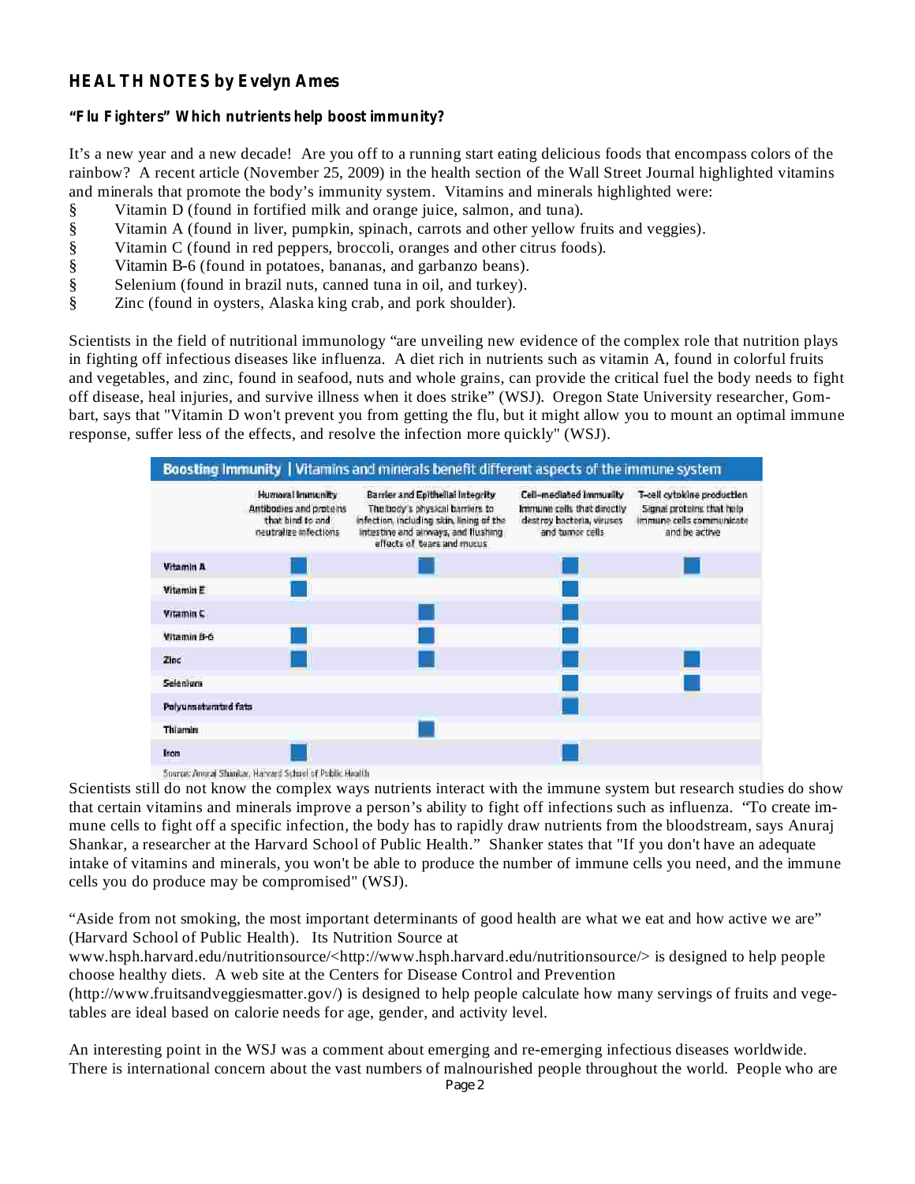## HEALTH NOTES by Evelyn Ames

**"Flu Fighters" Which nutrients help boost immunity?**

It's a new year and a new decade! Are you off to a running start eating delicious foods that encompass colors of the rainbow? A recent article (November 25, 2009) in the health section of the Wall Street Journal highlighted vitamins and minerals that promote the body's immunity system. Vitamins and minerals highlighted were:

§ Vitamin D (found in fortified milk and orange juice, salmon, and tuna).
§ Vitamin A (found in liver, pumpkin, spinach, carrots and other yellow fruits and veggies).
§ Vitamin C (found in red peppers, broccoli, oranges and other citrus foods).
§ Vitamin B-6 (found in potatoes, bananas, and garbanzo beans).
§ Selenium (found in brazil nuts, canned tuna in oil, and turkey).
§ Zinc (found in oysters, Alaska king crab, and pork shoulder).

Scientists in the field of nutritional immunology "are unveiling new evidence of the complex role that nutrition plays in fighting off infectious diseases like influenza. A diet rich in nutrients such as vitamin A, found in colorful fruits and vegetables, and zinc, found in seafood, nuts and whole grains, can provide the critical fuel the body needs to fight off disease, heal injuries, and survive illness when it does strike" (WSJ). Oregon State University researcher, Gombart, says that "Vitamin D won't prevent you from getting the flu, but it might allow you to mount an optimal immune response, suffer less of the effects, and resolve the infection more quickly" (WSJ).

**Boosting Immunity | Vitamins and minerals benefit different aspects of the immune system**

| | Humoral Immunity<br>Antibodies and proteins that bind to and neutralize infections | Barrier and Epithelial Integrity<br>The body's physical barriers to infection, including skin, lining of the intestine and airways, and flushing effects of tears and mucus | Cell-mediated Immunity<br>Immune cells that directly destroy bacteria, viruses and tumor cells | T-cell cytokine production<br>Signal proteins that help immune cells communicate and be active |
|---|---|---|---|---|
| Vitamin A | ■ | ■ | ■ | ■ |
| Vitamin E | ■ | | ■ | |
| Vitamin C | | ■ | ■ | |
| Vitamin B-6 | ■ | ■ | ■ | |
| Zinc | ■ | ■ | ■ | ■ |
| Selenium | | | ■ | ■ |
| Polyunsaturated fats | | | ■ | |
| Thiamin | | ■ | | |
| Iron | ■ | | ■ | |

Source: Anuraj Shankar, Harvard School of Public Health

Scientists still do not know the complex ways nutrients interact with the immune system but research studies do show that certain vitamins and minerals improve a person's ability to fight off infections such as influenza. "To create immune cells to fight off a specific infection, the body has to rapidly draw nutrients from the bloodstream, says Anuraj Shankar, a researcher at the Harvard School of Public Health." Shanker states that "If you don't have an adequate intake of vitamins and minerals, you won't be able to produce the number of immune cells you need, and the immune cells you do produce may be compromised" (WSJ).

"Aside from not smoking, the most important determinants of good health are what we eat and how active we are" (Harvard School of Public Health). Its Nutrition Source at www.hsph.harvard.edu/nutritionsource/<http://www.hsph.harvard.edu/nutritionsource/> is designed to help people choose healthy diets. A web site at the Centers for Disease Control and Prevention (http://www.fruitsandveggiesmatter.gov/) is designed to help people calculate how many servings of fruits and vegetables are ideal based on calorie needs for age, gender, and activity level.

An interesting point in the WSJ was a comment about emerging and re-emerging infectious diseases worldwide. There is international concern about the vast numbers of malnourished people throughout the world. People who are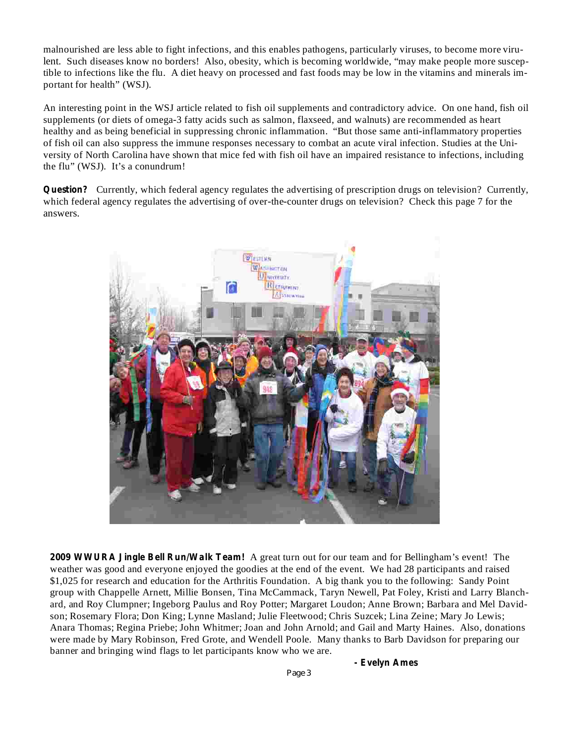malnourished are less able to fight infections, and this enables pathogens, particularly viruses, to become more virulent. Such diseases know no borders! Also, obesity, which is becoming worldwide, "may make people more susceptible to infections like the flu. A diet heavy on processed and fast foods may be low in the vitamins and minerals important for health" (WSJ).

An interesting point in the WSJ article related to fish oil supplements and contradictory advice. On one hand, fish oil supplements (or diets of omega-3 fatty acids such as salmon, flaxseed, and walnuts) are recommended as heart healthy and as being beneficial in suppressing chronic inflammation. "But those same anti-inflammatory properties of fish oil can also suppress the immune responses necessary to combat an acute viral infection. Studies at the University of North Carolina have shown that mice fed with fish oil have an impaired resistance to infections, including the flu" (WSJ). It's a conundrum!

**Question?** Currently, which federal agency regulates the advertising of prescription drugs on television? Currently, which federal agency regulates the advertising of over-the-counter drugs on television? Check this page 7 for the answers.

**2009 WWURA Jingle Bell Run/Walk Team!** A great turn out for our team and for Bellingham's event! The weather was good and everyone enjoyed the goodies at the end of the event. We had 28 participants and raised $1,025 for research and education for the Arthritis Foundation. A big thank you to the following: Sandy Point group with Chappelle Arnett, Millie Bonsen, Tina McCammack, Taryn Newell, Pat Foley, Kristi and Larry Blanchard, and Roy Clumpner; Ingeborg Paulus and Roy Potter; Margaret Loudon; Anne Brown; Barbara and Mel Davidson; Rosemary Flora; Don King; Lynne Masland; Julie Fleetwood; Chris Suzcek; Lina Zeine; Mary Jo Lewis; Anara Thomas; Regina Priebe; John Whitmer; Joan and John Arnold; and Gail and Marty Haines. Also, donations were made by Mary Robinson, Fred Grote, and Wendell Poole. Many thanks to Barb Davidson for preparing our banner and bringing wind flags to let participants know who we are.

**- Evelyn Ames**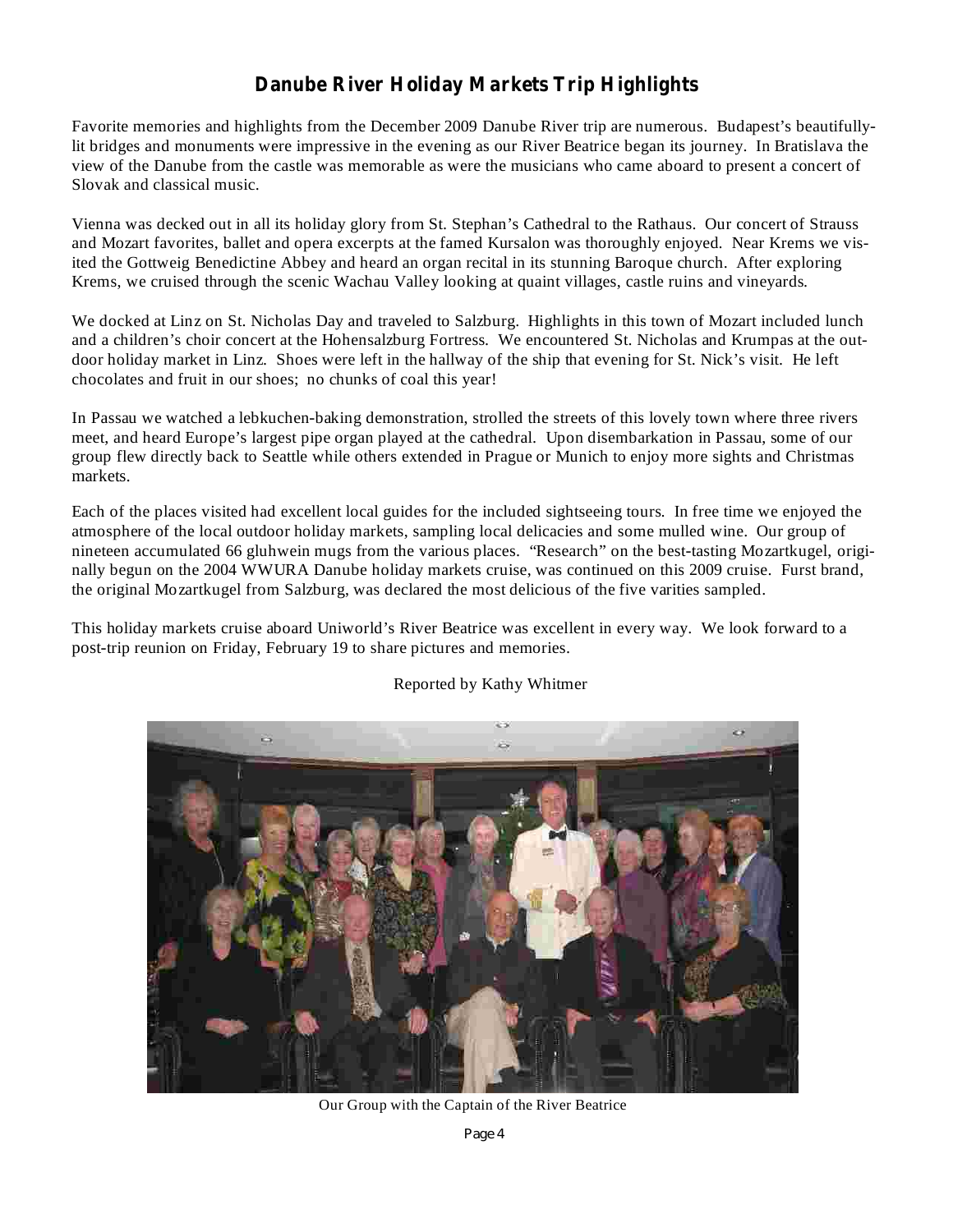# Danube River Holiday Markets Trip Highlights

Favorite memories and highlights from the December 2009 Danube River trip are numerous. Budapest's beautifully-lit bridges and monuments were impressive in the evening as our River Beatrice began its journey. In Bratislava the view of the Danube from the castle was memorable as were the musicians who came aboard to present a concert of Slovak and classical music.

Vienna was decked out in all its holiday glory from St. Stephan's Cathedral to the Rathaus. Our concert of Strauss and Mozart favorites, ballet and opera excerpts at the famed Kursalon was thoroughly enjoyed. Near Krems we visited the Gottweig Benedictine Abbey and heard an organ recital in its stunning Baroque church. After exploring Krems, we cruised through the scenic Wachau Valley looking at quaint villages, castle ruins and vineyards.

We docked at Linz on St. Nicholas Day and traveled to Salzburg. Highlights in this town of Mozart included lunch and a children's choir concert at the Hohensalzburg Fortress. We encountered St. Nicholas and Krumpas at the outdoor holiday market in Linz. Shoes were left in the hallway of the ship that evening for St. Nick's visit. He left chocolates and fruit in our shoes; no chunks of coal this year!

In Passau we watched a lebkuchen-baking demonstration, strolled the streets of this lovely town where three rivers meet, and heard Europe's largest pipe organ played at the cathedral. Upon disembarkation in Passau, some of our group flew directly back to Seattle while others extended in Prague or Munich to enjoy more sights and Christmas markets.

Each of the places visited had excellent local guides for the included sightseeing tours. In free time we enjoyed the atmosphere of the local outdoor holiday markets, sampling local delicacies and some mulled wine. Our group of nineteen accumulated 66 gluhwein mugs from the various places. "Research" on the best-tasting Mozartkugel, originally begun on the 2004 WWURA Danube holiday markets cruise, was continued on this 2009 cruise. Furst brand, the original Mozartkugel from Salzburg, was declared the most delicious of the five varities sampled.

This holiday markets cruise aboard Uniworld's River Beatrice was excellent in every way. We look forward to a post-trip reunion on Friday, February 19 to share pictures and memories.

Reported by Kathy Whitmer

Our Group with the Captain of the River Beatrice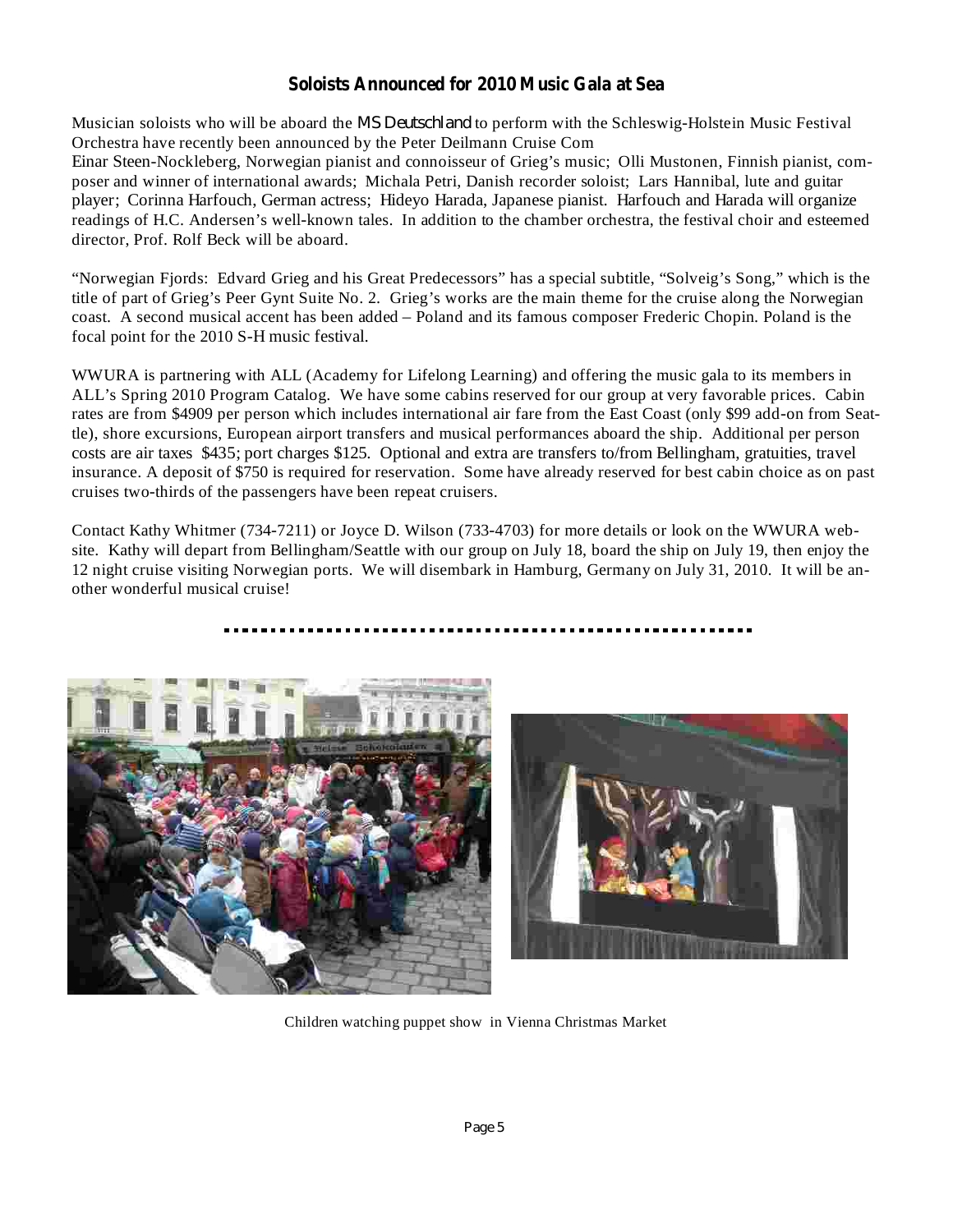## Soloists Announced for 2010 Music Gala at Sea

Musician soloists who will be aboard the *MS Deutschland* to perform with the Schleswig-Holstein Music Festival Orchestra have recently been announced by the Peter Deilmann Cruise Com
Einar Steen-Nockleberg, Norwegian pianist and connoisseur of Grieg's music; Olli Mustonen, Finnish pianist, composer and winner of international awards; Michala Petri, Danish recorder soloist; Lars Hannibal, lute and guitar player; Corinna Harfouch, German actress; Hideyo Harada, Japanese pianist. Harfouch and Harada will organize readings of H.C. Andersen's well-known tales. In addition to the chamber orchestra, the festival choir and esteemed director, Prof. Rolf Beck will be aboard.

"Norwegian Fjords: Edvard Grieg and his Great Predecessors" has a special subtitle, "Solveig's Song," which is the title of part of Grieg's Peer Gynt Suite No. 2. Grieg's works are the main theme for the cruise along the Norwegian coast. A second musical accent has been added – Poland and its famous composer Frederic Chopin. Poland is the focal point for the 2010 S-H music festival.

WWURA is partnering with ALL (Academy for Lifelong Learning) and offering the music gala to its members in ALL's Spring 2010 Program Catalog. We have some cabins reserved for our group at very favorable prices. Cabin rates are from $4909 per person which includes international air fare from the East Coast (only $99 add-on from Seattle), shore excursions, European airport transfers and musical performances aboard the ship. Additional per person costs are air taxes $435; port charges $125. Optional and extra are transfers to/from Bellingham, gratuities, travel insurance. A deposit of $750 is required for reservation. Some have already reserved for best cabin choice as on past cruises two-thirds of the passengers have been repeat cruisers.

Contact Kathy Whitmer (734-7211) or Joyce D. Wilson (733-4703) for more details or look on the WWURA website. Kathy will depart from Bellingham/Seattle with our group on July 18, board the ship on July 19, then enjoy the 12 night cruise visiting Norwegian ports. We will disembark in Hamburg, Germany on July 31, 2010. It will be another wonderful musical cruise!

Children watching puppet show in Vienna Christmas Market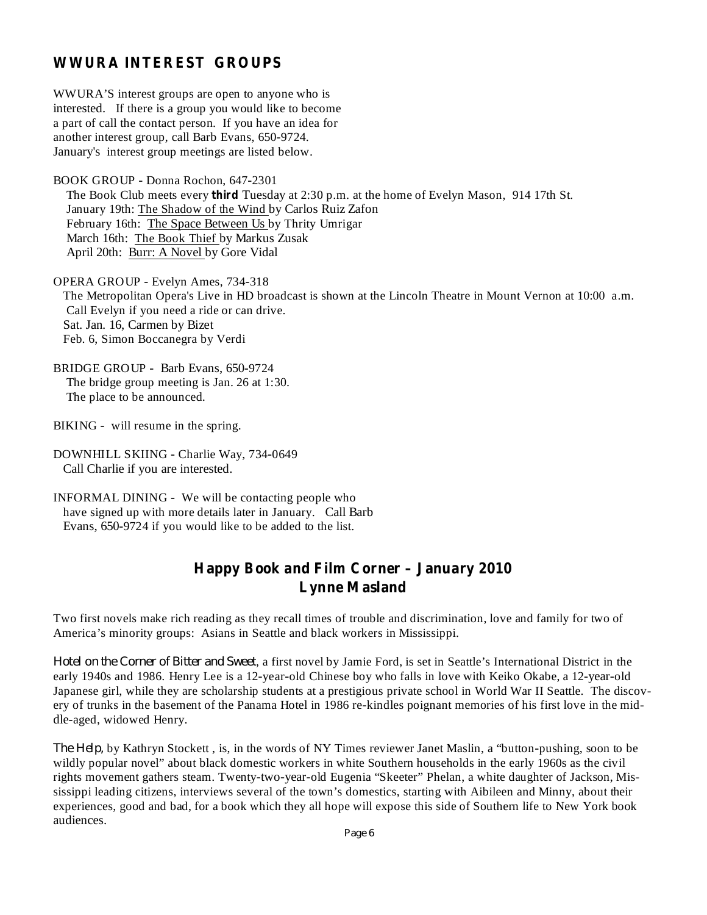## WWURA INTEREST GROUPS

WWURA'S interest groups are open to anyone who is interested. If there is a group you would like to become a part of call the contact person. If you have an idea for another interest group, call Barb Evans, 650-9724. January's interest group meetings are listed below.

BOOK GROUP - Donna Rochon, 647-2301

The Book Club meets every **third** Tuesday at 2:30 p.m. at the home of Evelyn Mason, 914 17th St.
January 19th: The Shadow of the Wind by Carlos Ruiz Zafon
February 16th: The Space Between Us by Thrity Umrigar
March 16th: The Book Thief by Markus Zusak
April 20th: Burr: A Novel by Gore Vidal

OPERA GROUP - Evelyn Ames, 734-318

The Metropolitan Opera's Live in HD broadcast is shown at the Lincoln Theatre in Mount Vernon at 10:00 a.m. Call Evelyn if you need a ride or can drive.
Sat. Jan. 16, Carmen by Bizet
Feb. 6, Simon Boccanegra by Verdi

BRIDGE GROUP - Barb Evans, 650-9724

The bridge group meeting is Jan. 26 at 1:30.
The place to be announced.

BIKING - will resume in the spring.

DOWNHILL SKIING - Charlie Way, 734-0649

Call Charlie if you are interested.

INFORMAL DINING - We will be contacting people who have signed up with more details later in January. Call Barb Evans, 650-9724 if you would like to be added to the list.

## Happy Book and Film Corner – January 2010
## Lynne Masland

Two first novels make rich reading as they recall times of trouble and discrimination, love and family for two of America's minority groups: Asians in Seattle and black workers in Mississippi.

*Hotel on the Corner of Bitter and Sweet*, a first novel by Jamie Ford, is set in Seattle's International District in the early 1940s and 1986. Henry Lee is a 12-year-old Chinese boy who falls in love with Keiko Okabe, a 12-year-old Japanese girl, while they are scholarship students at a prestigious private school in World War II Seattle. The discovery of trunks in the basement of the Panama Hotel in 1986 re-kindles poignant memories of his first love in the middle-aged, widowed Henry.

*The Help*, by Kathryn Stockett , is, in the words of NY Times reviewer Janet Maslin, a "button-pushing, soon to be wildly popular novel" about black domestic workers in white Southern households in the early 1960s as the civil rights movement gathers steam. Twenty-two-year-old Eugenia "Skeeter" Phelan, a white daughter of Jackson, Mississippi leading citizens, interviews several of the town's domestics, starting with Aibileen and Minny, about their experiences, good and bad, for a book which they all hope will expose this side of Southern life to New York book audiences.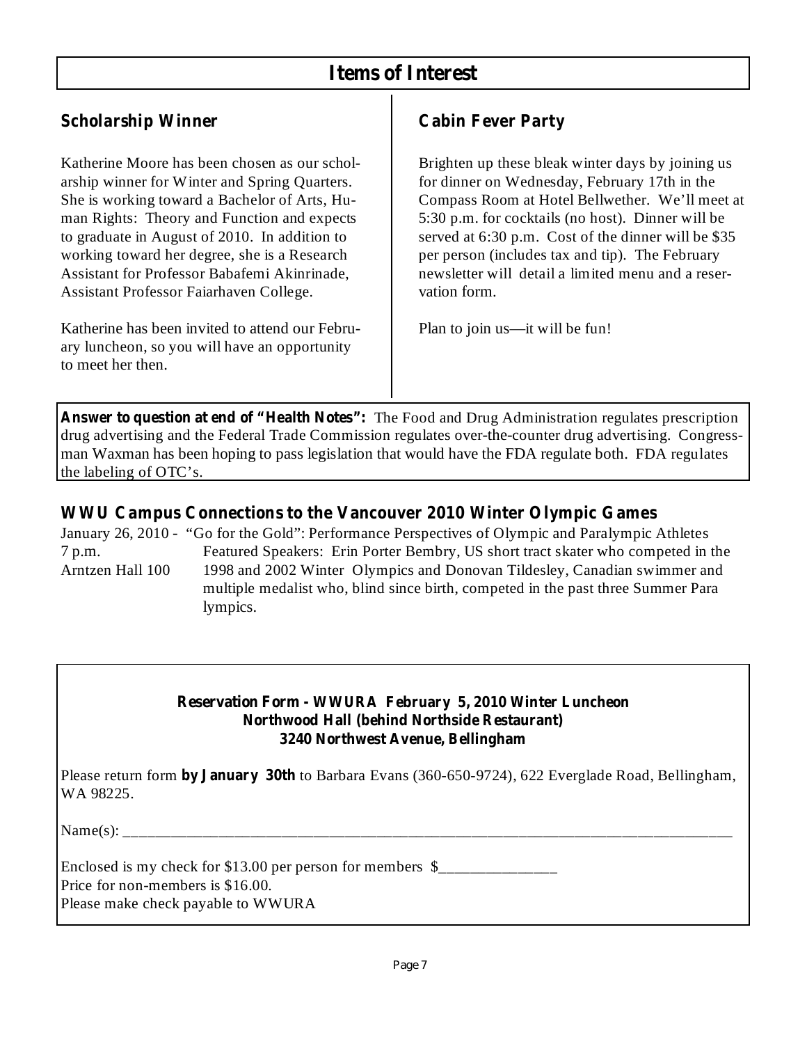## Items of Interest

### Scholarship Winner

Katherine Moore has been chosen as our scholarship winner for Winter and Spring Quarters. She is working toward a Bachelor of Arts, Human Rights: Theory and Function and expects to graduate in August of 2010. In addition to working toward her degree, she is a Research Assistant for Professor Babafemi Akinrinade, Assistant Professor Faiarhaven College.

Katherine has been invited to attend our February luncheon, so you will have an opportunity to meet her then.

### Cabin Fever Party

Brighten up these bleak winter days by joining us for dinner on Wednesday, February 17th in the Compass Room at Hotel Bellwether. We'll meet at 5:30 p.m. for cocktails (no host). Dinner will be served at 6:30 p.m. Cost of the dinner will be $35 per person (includes tax and tip). The February newsletter will detail a limited menu and a reservation form.

Plan to join us—it will be fun!

**Answer to question at end of "Health Notes":** The Food and Drug Administration regulates prescription drug advertising and the Federal Trade Commission regulates over-the-counter drug advertising. Congressman Waxman has been hoping to pass legislation that would have the FDA regulate both. FDA regulates the labeling of OTC's.

### WWU Campus Connections to the Vancouver 2010 Winter Olympic Games

January 26, 2010 - "Go for the Gold": Performance Perspectives of Olympic and Paralympic Athletes
7 p.m.
Arntzen Hall 100

Featured Speakers: Erin Porter Bembry, US short tract skater who competed in the 1998 and 2002 Winter Olympics and Donovan Tildesley, Canadian swimmer and multiple medalist who, blind since birth, competed in the past three Summer Paralympics.

**Reservation Form - WWURA February 5, 2010 Winter Luncheon**
**Northwood Hall (behind Northside Restaurant)**
**3240 Northwest Avenue, Bellingham**

Please return form **by January 30th** to Barbara Evans (360-650-9724), 622 Everglade Road, Bellingham, WA 98225.

Name(s): ____________________________________________________________

Enclosed is my check for $13.00 per person for members $______________
Price for non-members is $16.00.
Please make check payable to WWURA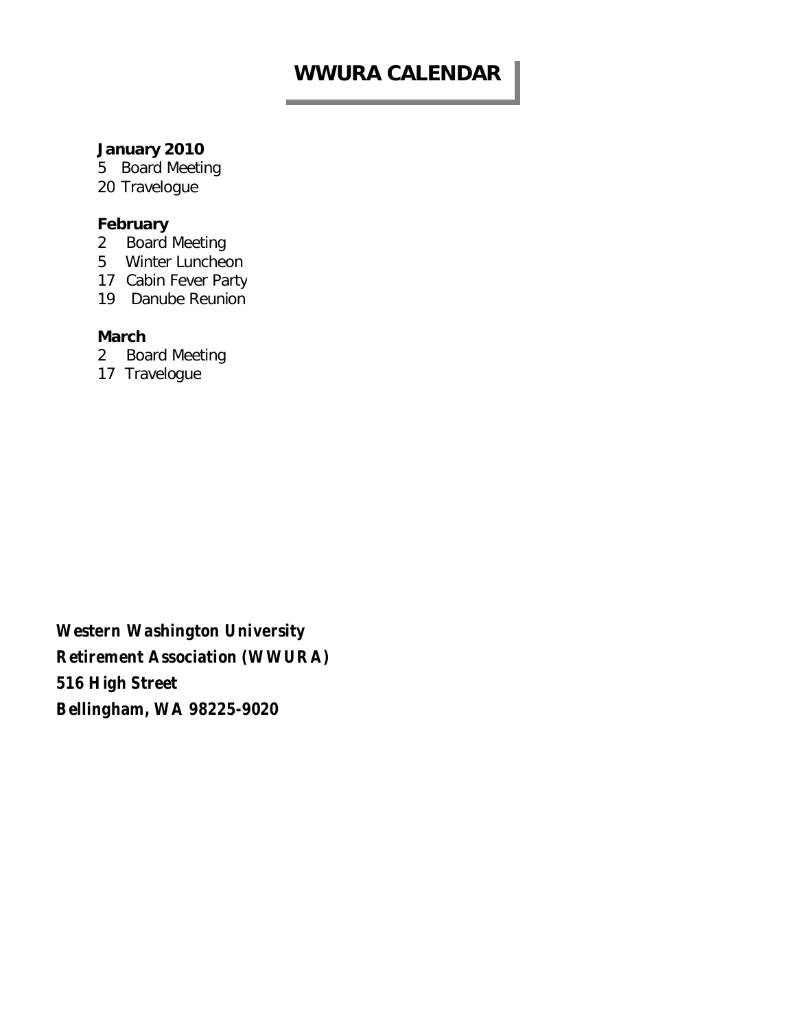# WWURA CALENDAR

**January 2010**

5 Board Meeting
20 Travelogue

**February**

2 Board Meeting
5 Winter Luncheon
17 Cabin Fever Party
19 Danube Reunion

**March**

2 Board Meeting
17 Travelogue

***Western Washington University***
***Retirement Association (WWURA)***
***516 High Street***
***Bellingham, WA 98225-9020***